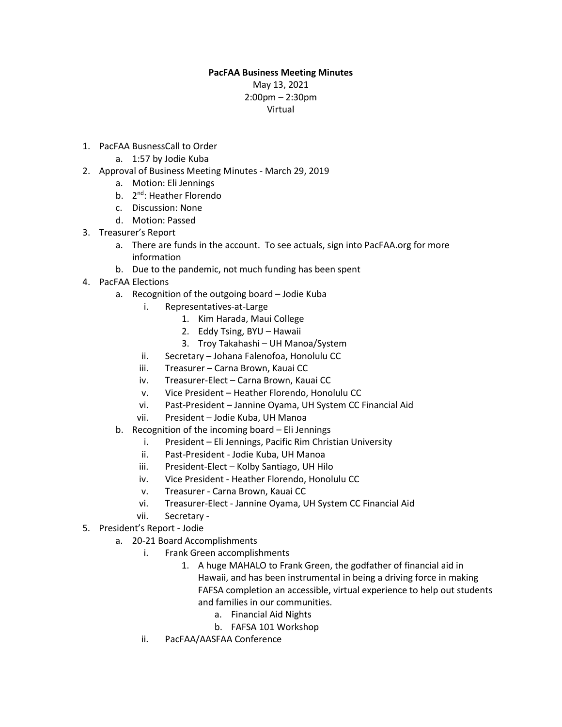**PacFAA Business Meeting Minutes**

May 13, 2021
2:00pm – 2:30pm
Virtual

1. PacFAA BusnessCall to Order
    a. 1:57 by Jodie Kuba
2. Approval of Business Meeting Minutes - March 29, 2019
    a. Motion: Eli Jennings
    b. 2nd: Heather Florendo
    c. Discussion: None
    d. Motion: Passed
3. Treasurer's Report
    a. There are funds in the account. To see actuals, sign into PacFAA.org for more information
    b. Due to the pandemic, not much funding has been spent
4. PacFAA Elections
    a. Recognition of the outgoing board – Jodie Kuba
        i. Representatives-at-Large
            1. Kim Harada, Maui College
            2. Eddy Tsing, BYU – Hawaii
            3. Troy Takahashi – UH Manoa/System
        ii. Secretary – Johana Falenofoa, Honolulu CC
        iii. Treasurer – Carna Brown, Kauai CC
        iv. Treasurer-Elect – Carna Brown, Kauai CC
        v. Vice President – Heather Florendo, Honolulu CC
        vi. Past-President – Jannine Oyama, UH System CC Financial Aid
        vii. President – Jodie Kuba, UH Manoa
    b. Recognition of the incoming board – Eli Jennings
        i. President – Eli Jennings, Pacific Rim Christian University
        ii. Past-President - Jodie Kuba, UH Manoa
        iii. President-Elect – Kolby Santiago, UH Hilo
        iv. Vice President - Heather Florendo, Honolulu CC
        v. Treasurer - Carna Brown, Kauai CC
        vi. Treasurer-Elect - Jannine Oyama, UH System CC Financial Aid
        vii. Secretary -
5. President's Report - Jodie
    a. 20-21 Board Accomplishments
        i. Frank Green accomplishments
            1. A huge MAHALO to Frank Green, the godfather of financial aid in Hawaii, and has been instrumental in being a driving force in making FAFSA completion an accessible, virtual experience to help out students and families in our communities.
                a. Financial Aid Nights
                b. FAFSA 101 Workshop
        ii. PacFAA/AASFAA Conference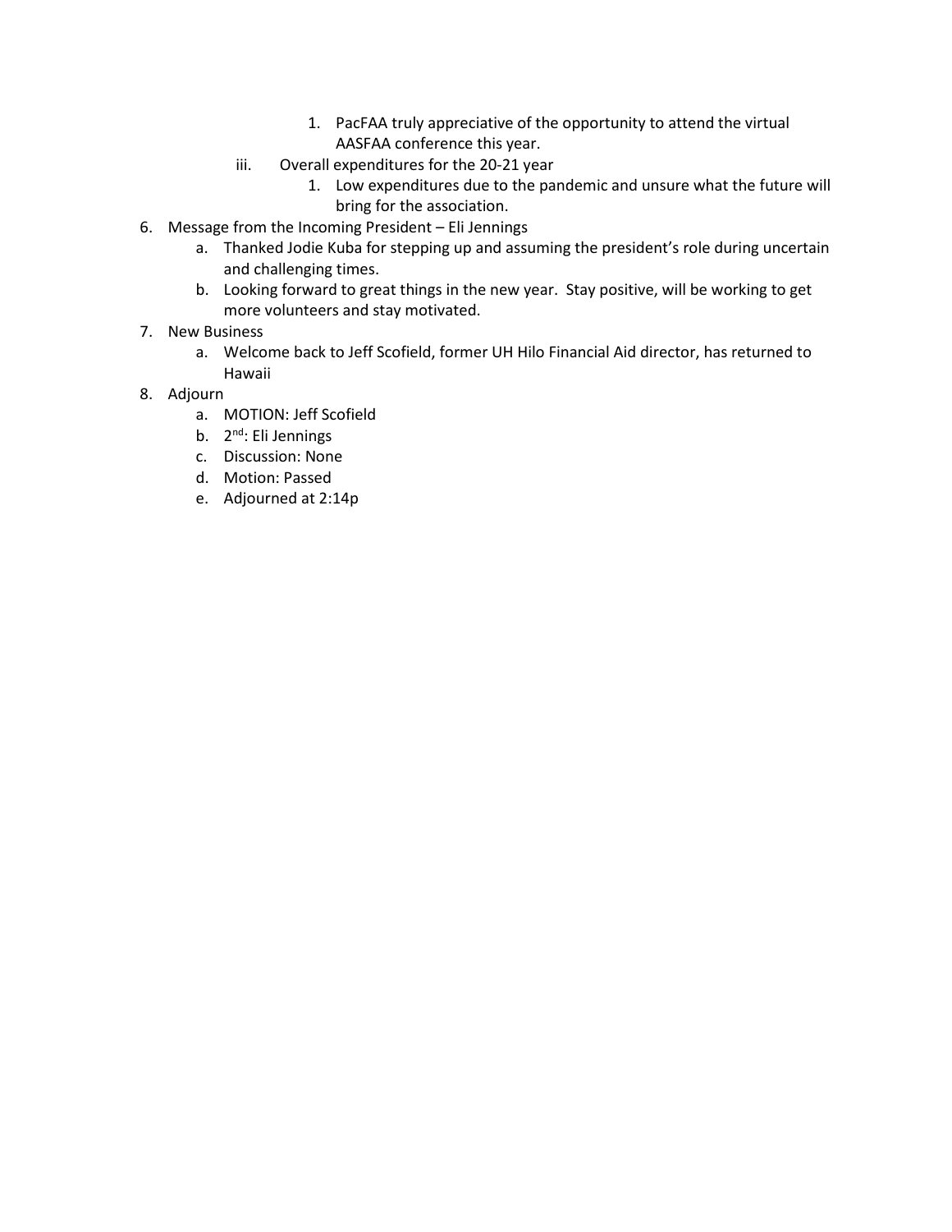1. PacFAA truly appreciative of the opportunity to attend the virtual AASFAA conference this year.
        iii. Overall expenditures for the 20-21 year
            1. Low expenditures due to the pandemic and unsure what the future will bring for the association.

6. Message from the Incoming President – Eli Jennings
    a. Thanked Jodie Kuba for stepping up and assuming the president's role during uncertain and challenging times.
    b. Looking forward to great things in the new year. Stay positive, will be working to get more volunteers and stay motivated.
7. New Business
    a. Welcome back to Jeff Scofield, former UH Hilo Financial Aid director, has returned to Hawaii
8. Adjourn
    a. MOTION: Jeff Scofield
    b. 2nd: Eli Jennings
    c. Discussion: None
    d. Motion: Passed
    e. Adjourned at 2:14p